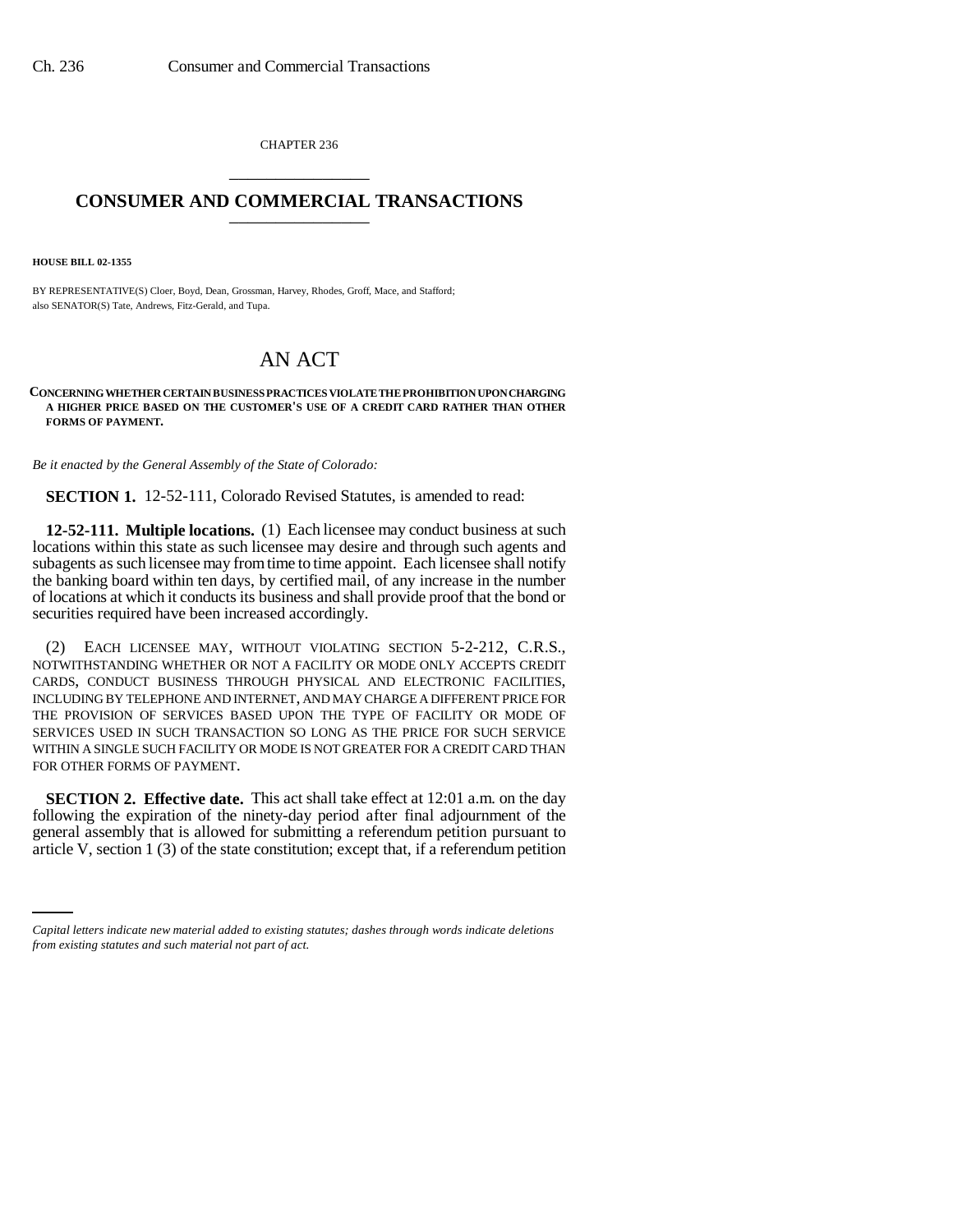CHAPTER 236

# CONSUMER AND COMMERCIAL TRANSACTIONS

**HOUSE BILL 02-1355**

BY REPRESENTATIVE(S) Cloer, Boyd, Dean, Grossman, Harvey, Rhodes, Groff, Mace, and Stafford; also SENATOR(S) Tate, Andrews, Fitz-Gerald, and Tupa.

# AN ACT

**CONCERNING WHETHER CERTAIN BUSINESS PRACTICES VIOLATE THE PROHIBITION UPON CHARGING A HIGHER PRICE BASED ON THE CUSTOMER'S USE OF A CREDIT CARD RATHER THAN OTHER FORMS OF PAYMENT.**

*Be it enacted by the General Assembly of the State of Colorado:*

**SECTION 1.** 12-52-111, Colorado Revised Statutes, is amended to read:

**12-52-111. Multiple locations.** (1) Each licensee may conduct business at such locations within this state as such licensee may desire and through such agents and subagents as such licensee may from time to time appoint. Each licensee shall notify the banking board within ten days, by certified mail, of any increase in the number of locations at which it conducts its business and shall provide proof that the bond or securities required have been increased accordingly.

(2) EACH LICENSEE MAY, WITHOUT VIOLATING SECTION 5-2-212, C.R.S., NOTWITHSTANDING WHETHER OR NOT A FACILITY OR MODE ONLY ACCEPTS CREDIT CARDS, CONDUCT BUSINESS THROUGH PHYSICAL AND ELECTRONIC FACILITIES, INCLUDING BY TELEPHONE AND INTERNET, AND MAY CHARGE A DIFFERENT PRICE FOR THE PROVISION OF SERVICES BASED UPON THE TYPE OF FACILITY OR MODE OF SERVICES USED IN SUCH TRANSACTION SO LONG AS THE PRICE FOR SUCH SERVICE WITHIN A SINGLE SUCH FACILITY OR MODE IS NOT GREATER FOR A CREDIT CARD THAN FOR OTHER FORMS OF PAYMENT.

**SECTION 2. Effective date.** This act shall take effect at 12:01 a.m. on the day following the expiration of the ninety-day period after final adjournment of the general assembly that is allowed for submitting a referendum petition pursuant to article V, section 1 (3) of the state constitution; except that, if a referendum petition

*Capital letters indicate new material added to existing statutes; dashes through words indicate deletions from existing statutes and such material not part of act.*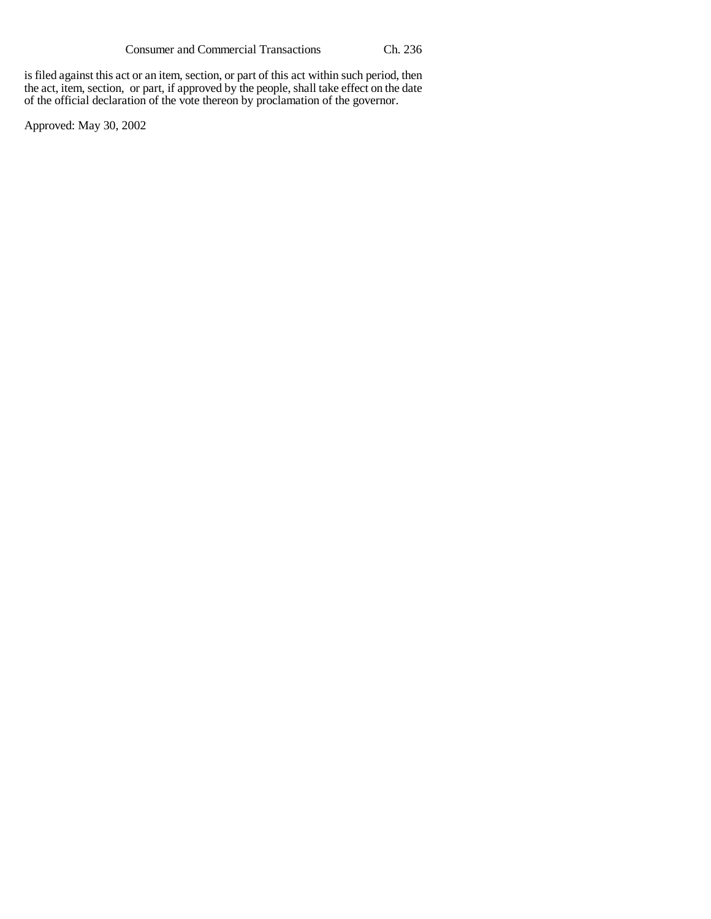is filed against this act or an item, section, or part of this act within such period, then the act, item, section, or part, if approved by the people, shall take effect on the date of the official declaration of the vote thereon by proclamation of the governor.

Approved: May 30, 2002